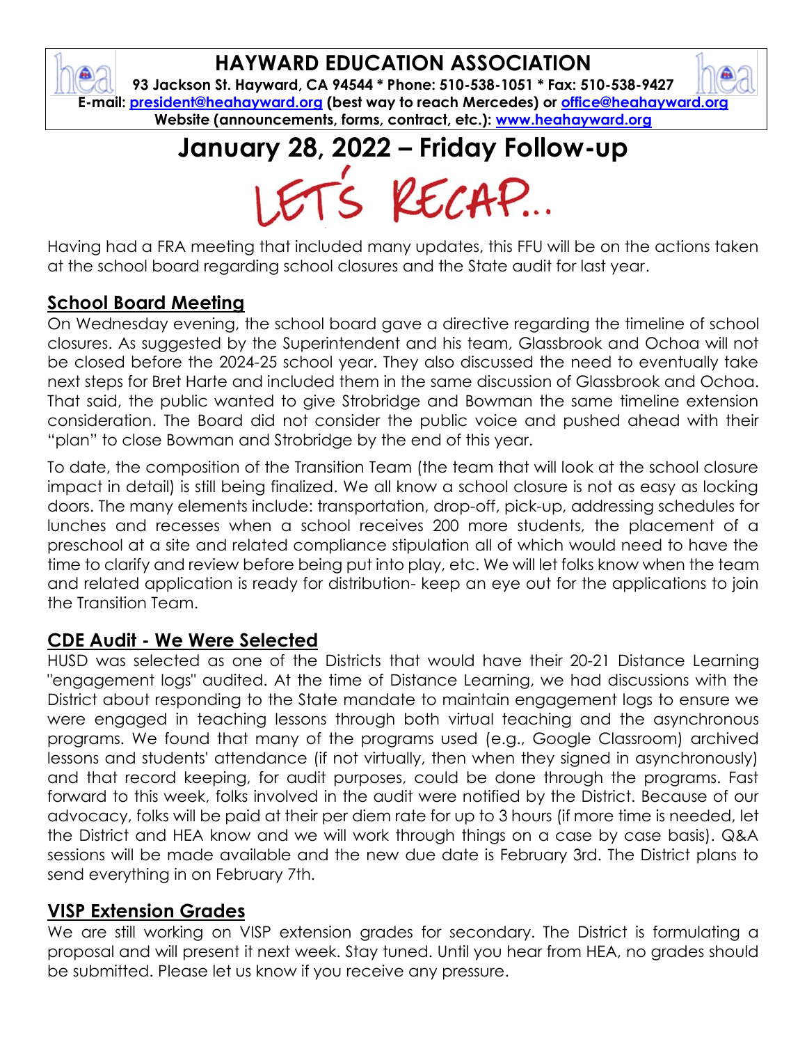# HAYWARD EDUCATION ASSOCIATION

**93 Jackson St. Hayward, CA 94544 * Phone: 510-538-1051 * Fax: 510-538-9427**
**E-mail: president@heahayward.org (best way to reach Mercedes) or office@heahayward.org**
**Website (announcements, forms, contract, etc.): www.heahayward.org**

# January 28, 2022 – Friday Follow-up

LET'S RECAP...

Having had a FRA meeting that included many updates, this FFU will be on the actions taken at the school board regarding school closures and the State audit for last year.

## School Board Meeting

On Wednesday evening, the school board gave a directive regarding the timeline of school closures. As suggested by the Superintendent and his team, Glassbrook and Ochoa will not be closed before the 2024-25 school year. They also discussed the need to eventually take next steps for Bret Harte and included them in the same discussion of Glassbrook and Ochoa. That said, the public wanted to give Strobridge and Bowman the same timeline extension consideration. The Board did not consider the public voice and pushed ahead with their "plan" to close Bowman and Strobridge by the end of this year.

To date, the composition of the Transition Team (the team that will look at the school closure impact in detail) is still being finalized. We all know a school closure is not as easy as locking doors. The many elements include: transportation, drop-off, pick-up, addressing schedules for lunches and recesses when a school receives 200 more students, the placement of a preschool at a site and related compliance stipulation all of which would need to have the time to clarify and review before being put into play, etc. We will let folks know when the team and related application is ready for distribution- keep an eye out for the applications to join the Transition Team.

## CDE Audit - We Were Selected

HUSD was selected as one of the Districts that would have their 20-21 Distance Learning "engagement logs" audited. At the time of Distance Learning, we had discussions with the District about responding to the State mandate to maintain engagement logs to ensure we were engaged in teaching lessons through both virtual teaching and the asynchronous programs. We found that many of the programs used (e.g., Google Classroom) archived lessons and students' attendance (if not virtually, then when they signed in asynchronously) and that record keeping, for audit purposes, could be done through the programs. Fast forward to this week, folks involved in the audit were notified by the District. Because of our advocacy, folks will be paid at their per diem rate for up to 3 hours (if more time is needed, let the District and HEA know and we will work through things on a case by case basis). Q&A sessions will be made available and the new due date is February 3rd. The District plans to send everything in on February 7th.

## VISP Extension Grades

We are still working on VISP extension grades for secondary. The District is formulating a proposal and will present it next week. Stay tuned. Until you hear from HEA, no grades should be submitted. Please let us know if you receive any pressure.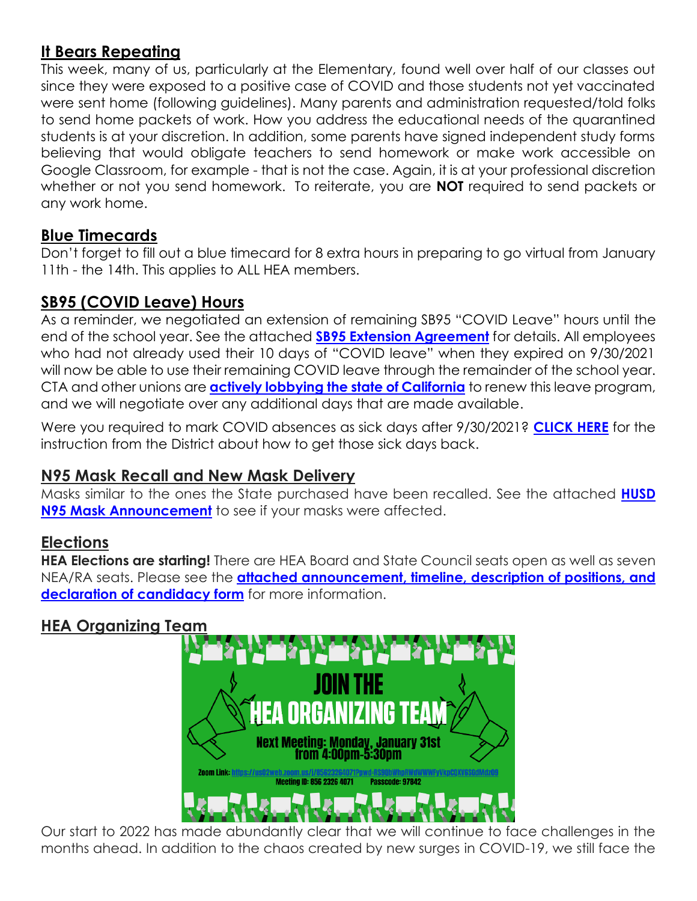## It Bears Repeating

This week, many of us, particularly at the Elementary, found well over half of our classes out since they were exposed to a positive case of COVID and those students not yet vaccinated were sent home (following guidelines). Many parents and administration requested/told folks to send home packets of work. How you address the educational needs of the quarantined students is at your discretion. In addition, some parents have signed independent study forms believing that would obligate teachers to send homework or make work accessible on Google Classroom, for example - that is not the case. Again, it is at your professional discretion whether or not you send homework. To reiterate, you are **NOT** required to send packets or any work home.

## Blue Timecards

Don't forget to fill out a blue timecard for 8 extra hours in preparing to go virtual from January 11th - the 14th. This applies to ALL HEA members.

## SB95 (COVID Leave) Hours

As a reminder, we negotiated an extension of remaining SB95 "COVID Leave" hours until the end of the school year. See the attached **SB95 Extension Agreement** for details. All employees who had not already used their 10 days of "COVID leave" when they expired on 9/30/2021 will now be able to use their remaining COVID leave through the remainder of the school year. CTA and other unions are **actively lobbying the state of California** to renew this leave program, and we will negotiate over any additional days that are made available.

Were you required to mark COVID absences as sick days after 9/30/2021? **CLICK HERE** for the instruction from the District about how to get those sick days back.

## N95 Mask Recall and New Mask Delivery

Masks similar to the ones the State purchased have been recalled. See the attached **HUSD N95 Mask Announcement** to see if your masks were affected.

## Elections

**HEA Elections are starting!** There are HEA Board and State Council seats open as well as seven NEA/RA seats. Please see the **attached announcement, timeline, description of positions, and declaration of candidacy form** for more information.

## HEA Organizing Team

JOIN THE HEA ORGANIZING TEAM

Next Meeting: Monday, January 31st from 4:00pm-5:30pm

Zoom Link: https://us02web.zoom.us/j/85623264071?pwd=RS9ObWhpRWdWWWFyVkpCOXV6SGdMdz09
Meeting ID: 856 2326 4071 Passcode: 97842

Our start to 2022 has made abundantly clear that we will continue to face challenges in the months ahead. In addition to the chaos created by new surges in COVID-19, we still face the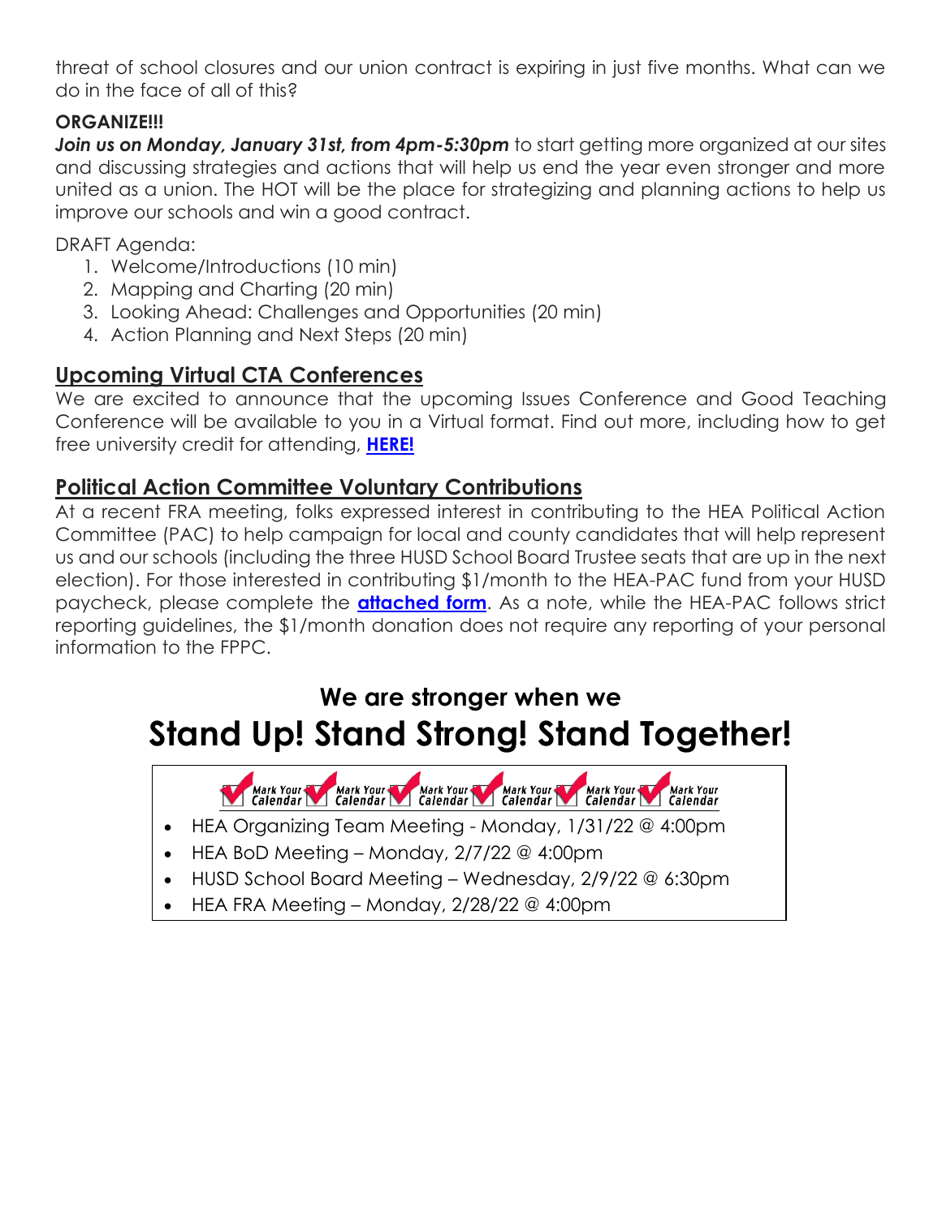threat of school closures and our union contract is expiring in just five months. What can we do in the face of all of this?

**ORGANIZE!!!**

***Join us on Monday, January 31st, from 4pm-5:30pm*** to start getting more organized at our sites and discussing strategies and actions that will help us end the year even stronger and more united as a union. The HOT will be the place for strategizing and planning actions to help us improve our schools and win a good contract.

DRAFT Agenda:

1. Welcome/Introductions (10 min)
2. Mapping and Charting (20 min)
3. Looking Ahead: Challenges and Opportunities (20 min)
4. Action Planning and Next Steps (20 min)

## Upcoming Virtual CTA Conferences

We are excited to announce that the upcoming Issues Conference and Good Teaching Conference will be available to you in a Virtual format. Find out more, including how to get free university credit for attending, **HERE!**

## Political Action Committee Voluntary Contributions

At a recent FRA meeting, folks expressed interest in contributing to the HEA Political Action Committee (PAC) to help campaign for local and county candidates that will help represent us and our schools (including the three HUSD School Board Trustee seats that are up in the next election). For those interested in contributing $1/month to the HEA-PAC fund from your HUSD paycheck, please complete the **attached form**. As a note, while the HEA-PAC follows strict reporting guidelines, the $1/month donation does not require any reporting of your personal information to the FPPC.

**We are stronger when we**

# Stand Up! Stand Strong! Stand Together!

Mark Your Calendar Mark Your Calendar Mark Your Calendar Mark Your Calendar Mark Your Calendar Mark Your Calendar

- HEA Organizing Team Meeting - Monday, 1/31/22 @ 4:00pm
- HEA BoD Meeting – Monday, 2/7/22 @ 4:00pm
- HUSD School Board Meeting – Wednesday, 2/9/22 @ 6:30pm
- HEA FRA Meeting – Monday, 2/28/22 @ 4:00pm